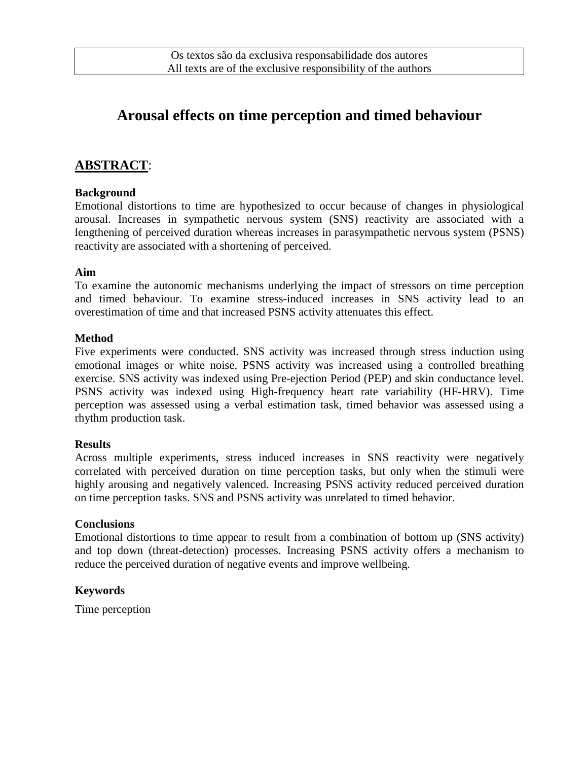Os textos são da exclusiva responsabilidade dos autores
All texts are of the exclusive responsibility of the authors

# Arousal effects on time perception and timed behaviour

## ABSTRACT:

### Background

Emotional distortions to time are hypothesized to occur because of changes in physiological arousal. Increases in sympathetic nervous system (SNS) reactivity are associated with a lengthening of perceived duration whereas increases in parasympathetic nervous system (PSNS) reactivity are associated with a shortening of perceived.

### Aim

To examine the autonomic mechanisms underlying the impact of stressors on time perception and timed behaviour. To examine stress-induced increases in SNS activity lead to an overestimation of time and that increased PSNS activity attenuates this effect.

### Method

Five experiments were conducted. SNS activity was increased through stress induction using emotional images or white noise. PSNS activity was increased using a controlled breathing exercise. SNS activity was indexed using Pre-ejection Period (PEP) and skin conductance level. PSNS activity was indexed using High-frequency heart rate variability (HF-HRV). Time perception was assessed using a verbal estimation task, timed behavior was assessed using a rhythm production task.

### Results

Across multiple experiments, stress induced increases in SNS reactivity were negatively correlated with perceived duration on time perception tasks, but only when the stimuli were highly arousing and negatively valenced. Increasing PSNS activity reduced perceived duration on time perception tasks. SNS and PSNS activity was unrelated to timed behavior.

### Conclusions

Emotional distortions to time appear to result from a combination of bottom up (SNS activity) and top down (threat-detection) processes. Increasing PSNS activity offers a mechanism to reduce the perceived duration of negative events and improve wellbeing.

### Keywords

Time perception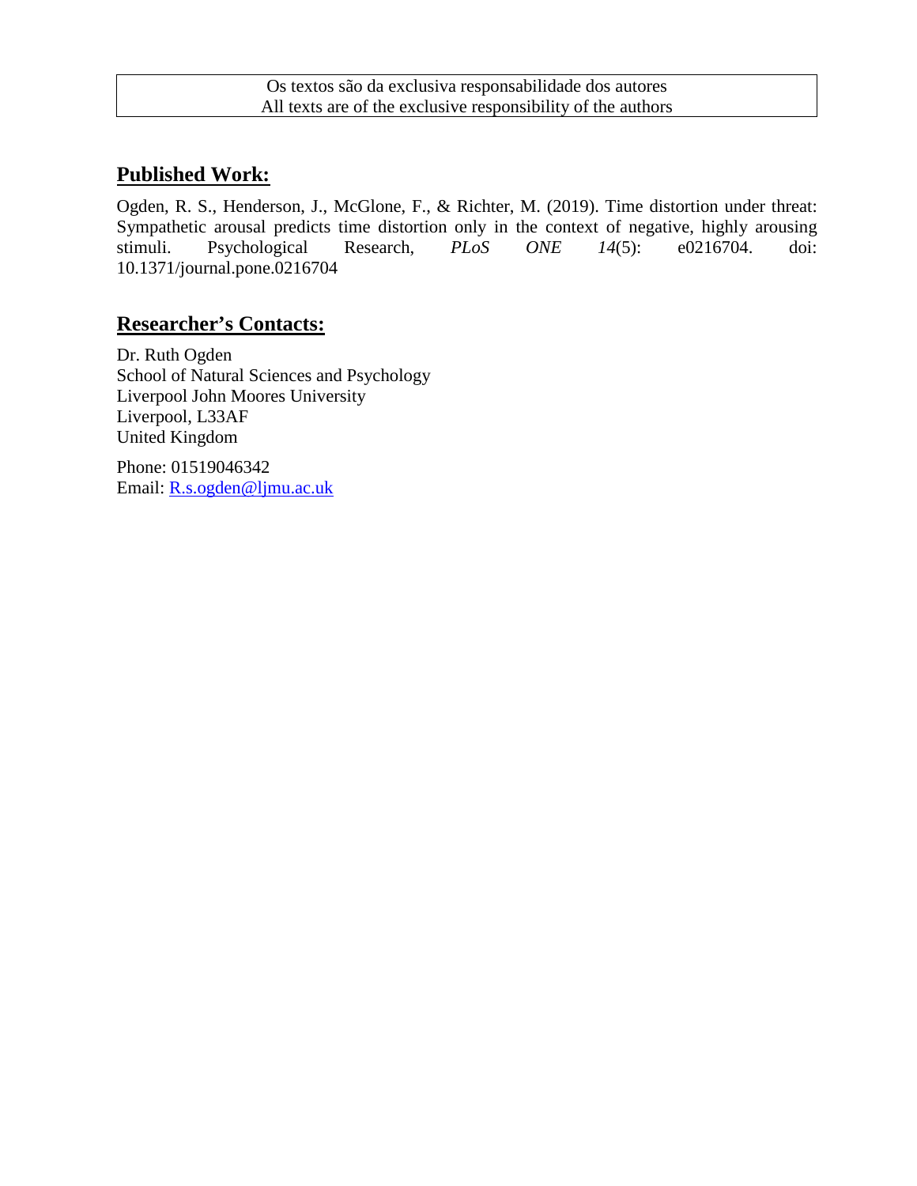Os textos são da exclusiva responsabilidade dos autores
All texts are of the exclusive responsibility of the authors

## Published Work:

Ogden, R. S., Henderson, J., McGlone, F., & Richter, M. (2019). Time distortion under threat: Sympathetic arousal predicts time distortion only in the context of negative, highly arousing stimuli. Psychological Research, *PLoS ONE* *14*(5): e0216704. doi: 10.1371/journal.pone.0216704

## Researcher's Contacts:

Dr. Ruth Ogden
School of Natural Sciences and Psychology
Liverpool John Moores University
Liverpool, L33AF
United Kingdom

Phone: 01519046342
Email: R.s.ogden@ljmu.ac.uk